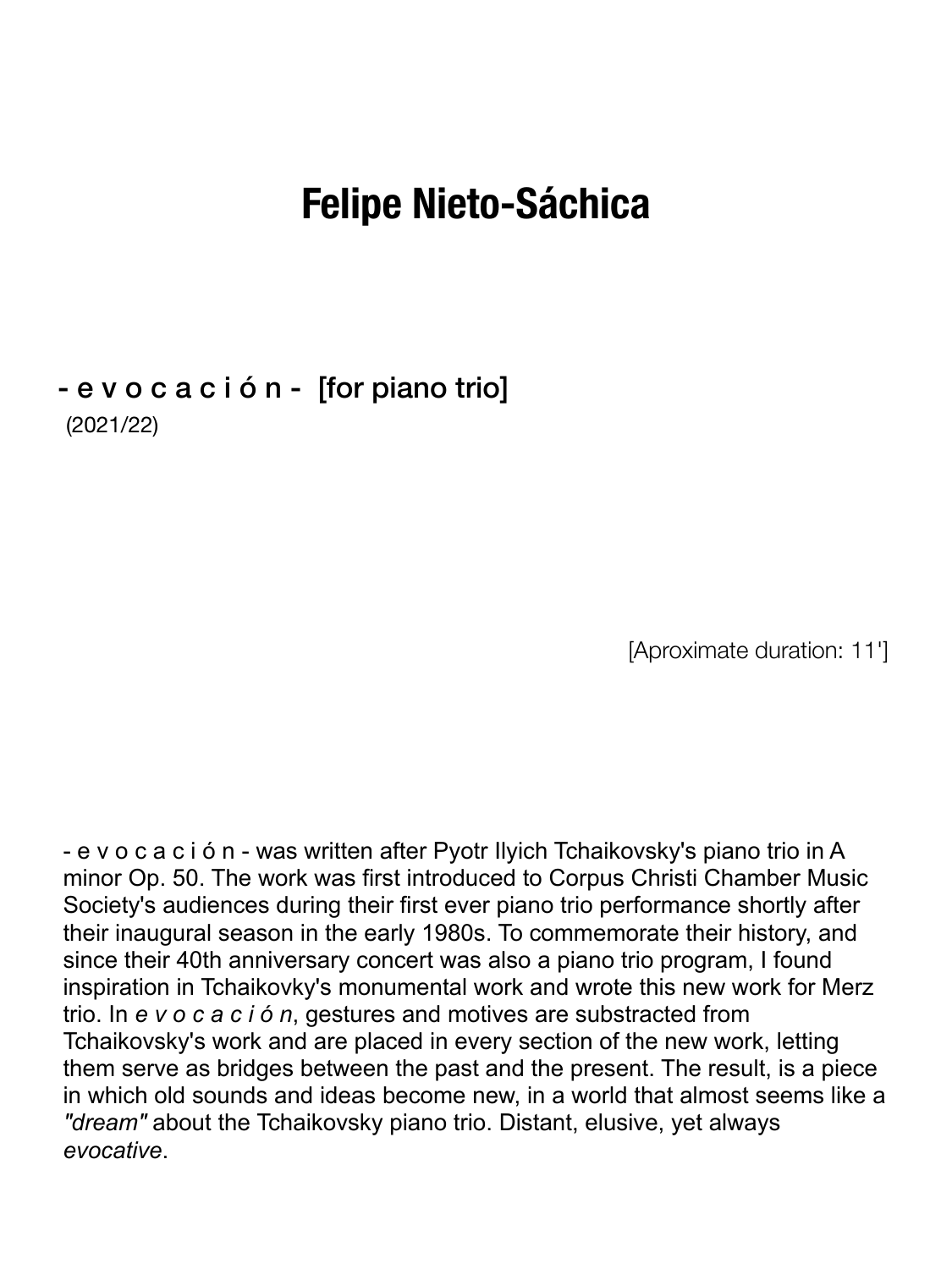# Felipe Nieto-Sáchica

## - e v o c a c i ó n - [for piano trio]

(2021/22)

[Aproximate duration: 11']

- e v o c a c i ó n - was written after Pyotr Ilyich Tchaikovsky's piano trio in A minor Op. 50. The work was first introduced to Corpus Christi Chamber Music Society's audiences during their first ever piano trio performance shortly after their inaugural season in the early 1980s. To commemorate their history, and since their 40th anniversary concert was also a piano trio program, I found inspiration in Tchaikovky's monumental work and wrote this new work for Merz trio. In *e v o c a c i ó n*, gestures and motives are substracted from Tchaikovsky's work and are placed in every section of the new work, letting them serve as bridges between the past and the present. The result, is a piece in which old sounds and ideas become new, in a world that almost seems like a *"dream"* about the Tchaikovsky piano trio. Distant, elusive, yet always *evocative*.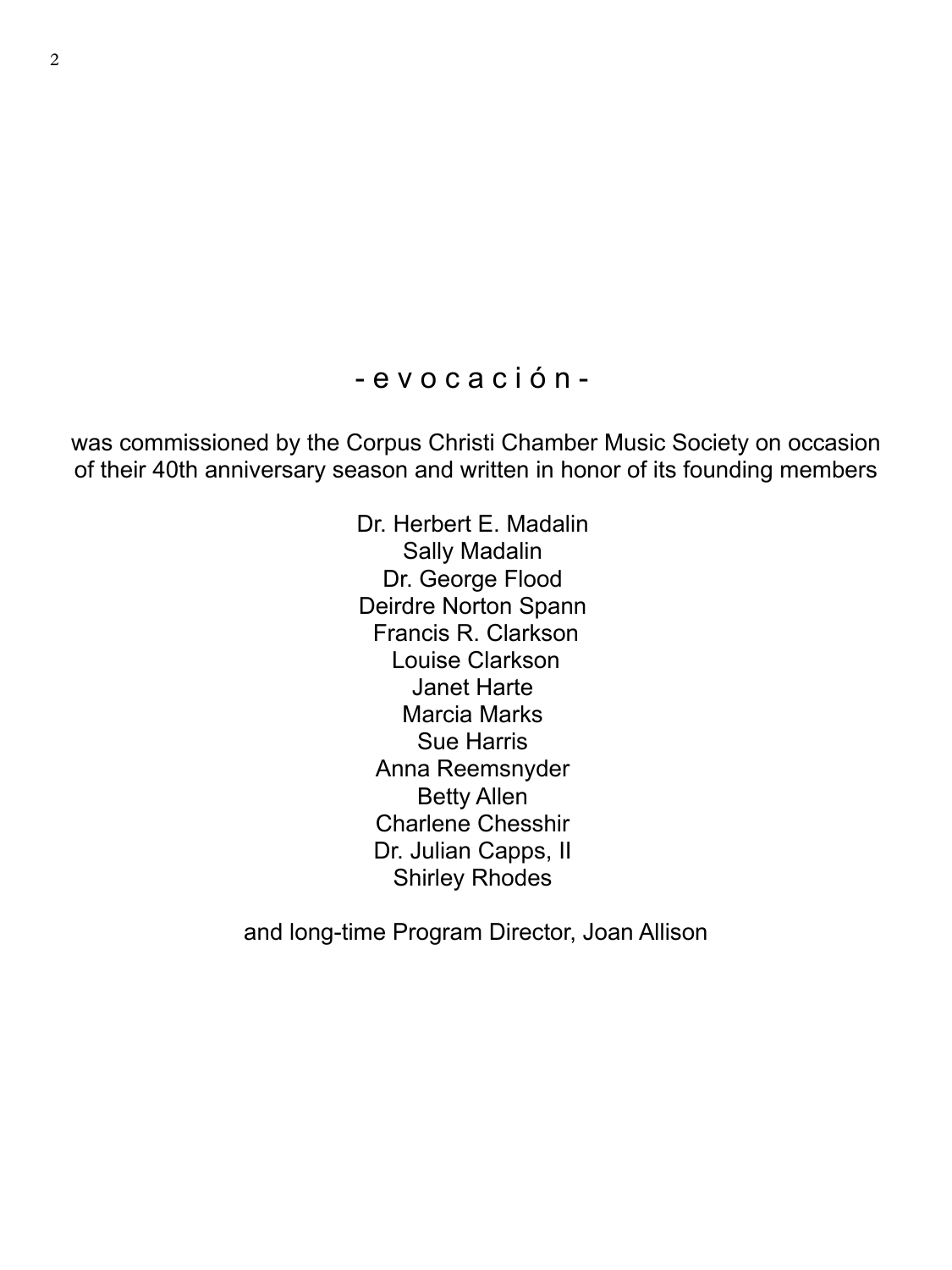# - e v o c a c i ó n -

was commissioned by the Corpus Christi Chamber Music Society on occasion of their 40th anniversary season and written in honor of its founding members

Dr. Herbert E. Madalin
Sally Madalin
Dr. George Flood
Deirdre Norton Spann
Francis R. Clarkson
Louise Clarkson
Janet Harte
Marcia Marks
Sue Harris
Anna Reemsnyder
Betty Allen
Charlene Chesshir
Dr. Julian Capps, II
Shirley Rhodes

and long-time Program Director, Joan Allison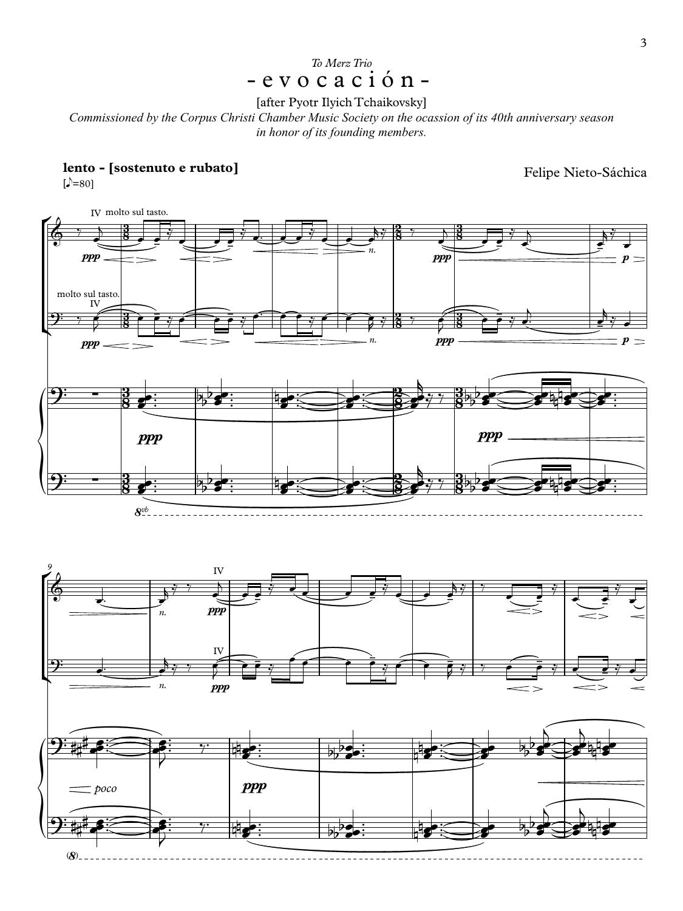*To Merz Trio*

# - e v o c a c i ó n -

[after Pyotr Ilyich Tchaikovsky]

*Commissioned by the Corpus Christi Chamber Music Society on the ocassion of its 40th anniversary season in honor of its founding members.*

**lento - [sostenuto e rubato]**

[♪=80]

Felipe Nieto-Sáchica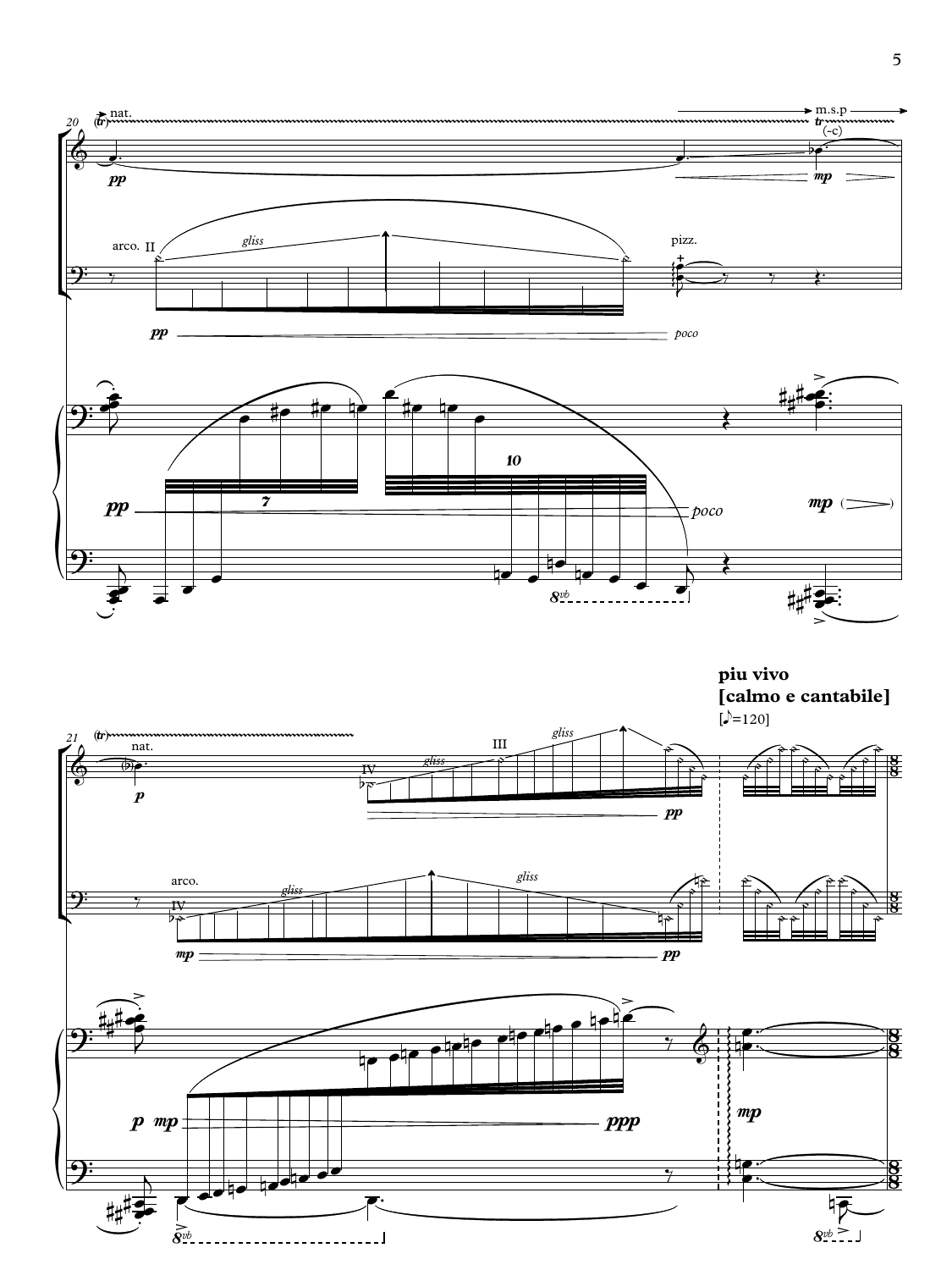**piu vivo**
**[calmo e cantabile]**

[♪=120]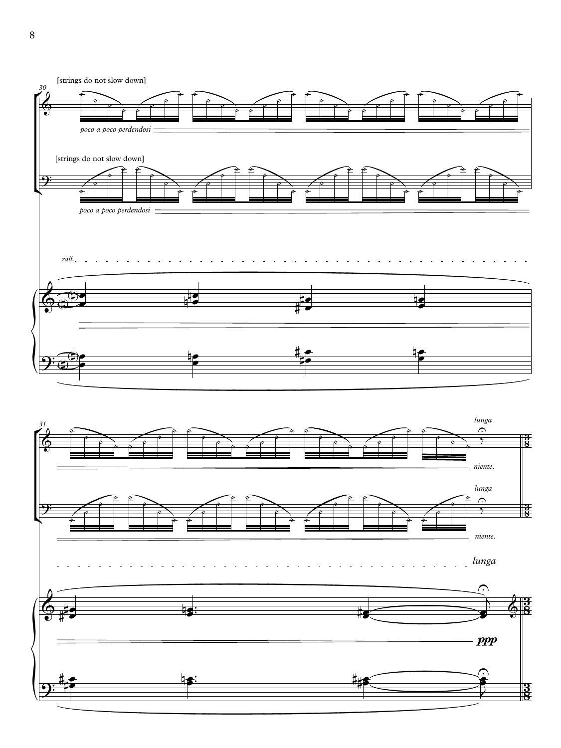[strings do not slow down]

*poco a poco perdendosi*

[strings do not slow down]

*poco a poco perdendosi*

*rall.*

*lunga*

*niente.*

*lunga*

*niente.*

*lunga*

***ppp***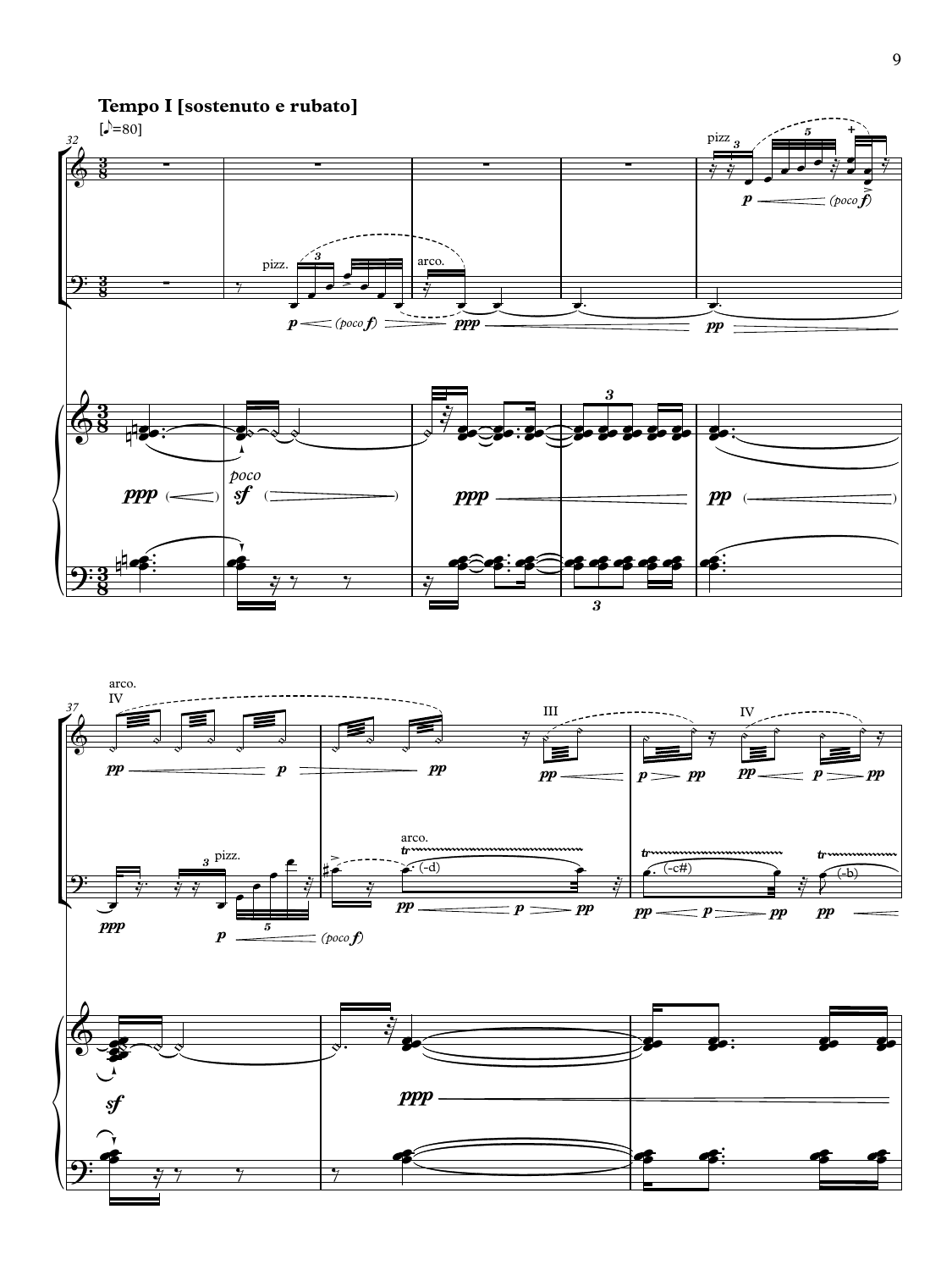**Tempo I [sostenuto e rubato]**

[♪=80]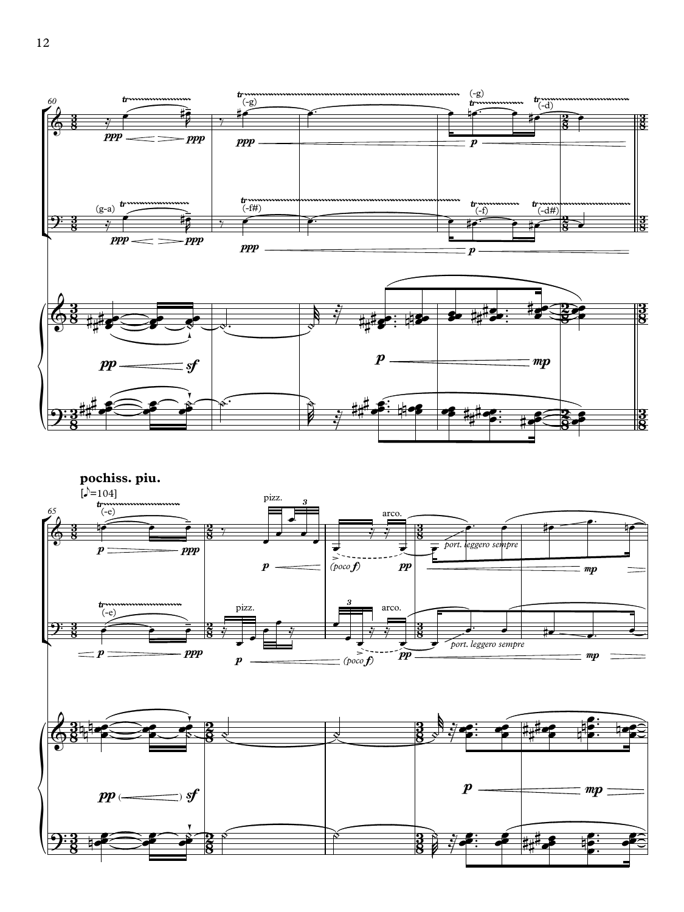**pochiss. piu.**

[♪=104]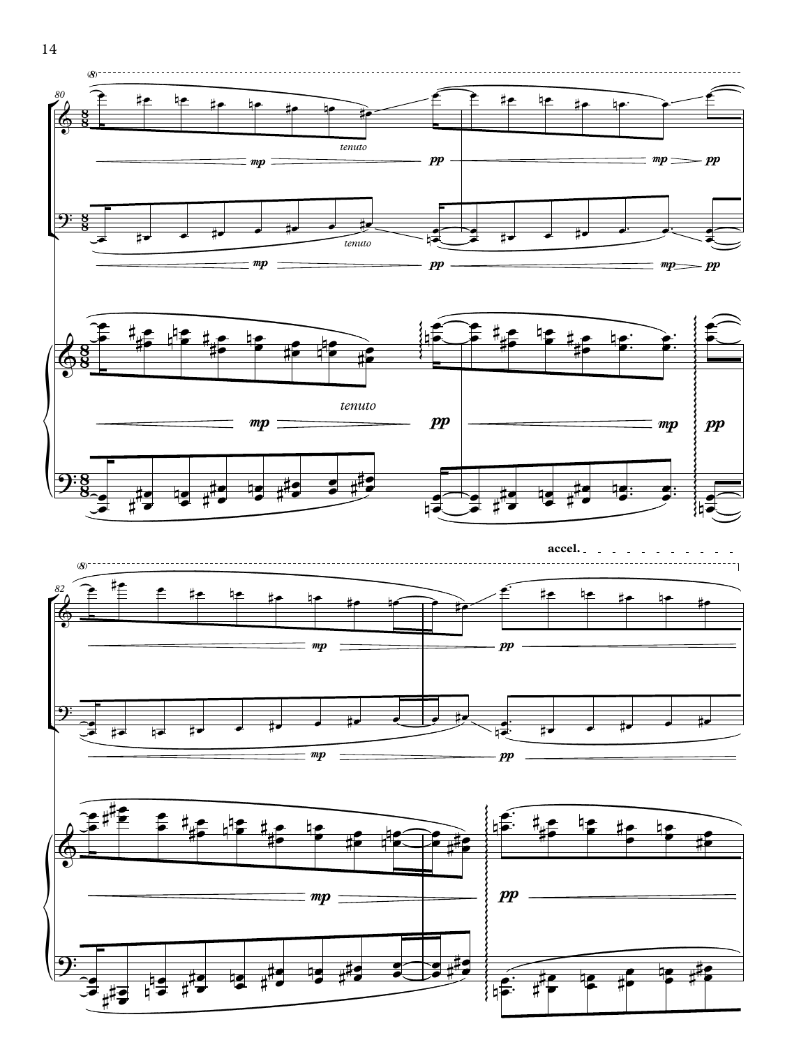(8)

80

tenuto

mp pp mp pp

tenuto

mp pp mp pp

tenuto

mp pp mp pp

accel.

(8)

82

mp pp

mp pp

mp pp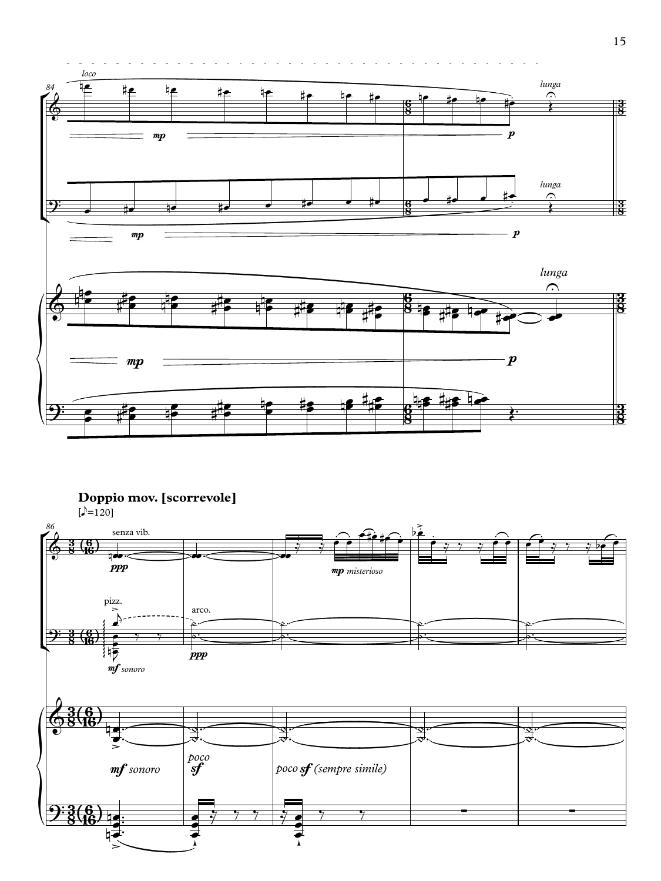**Doppio mov. [scorrevole]**

[♪=120]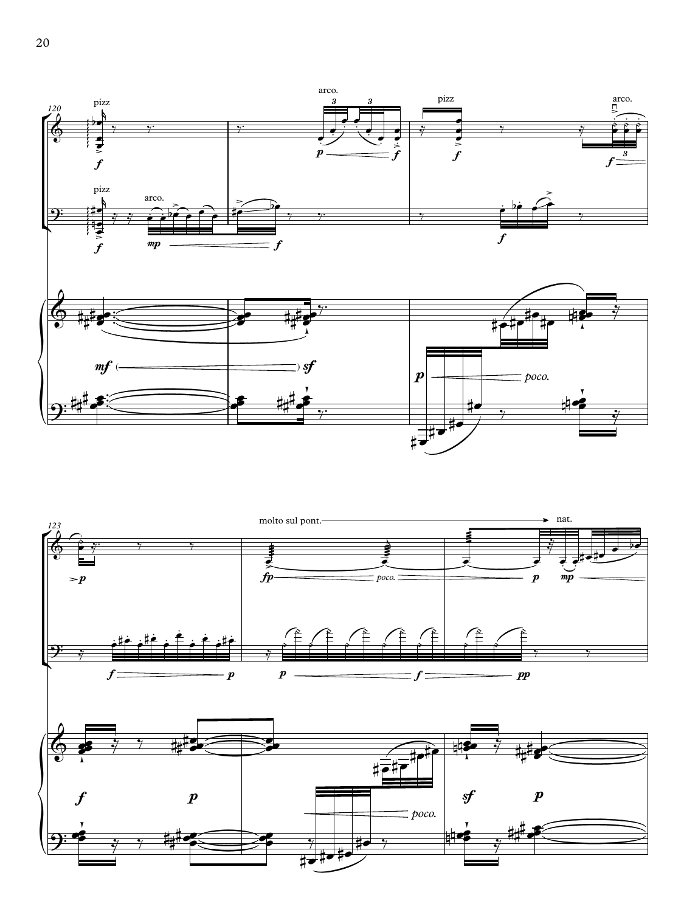pizz

arco.

arco.

pizz

arco.

molto sul pont.

nat.

*poco.*

*poco.*

*poco.*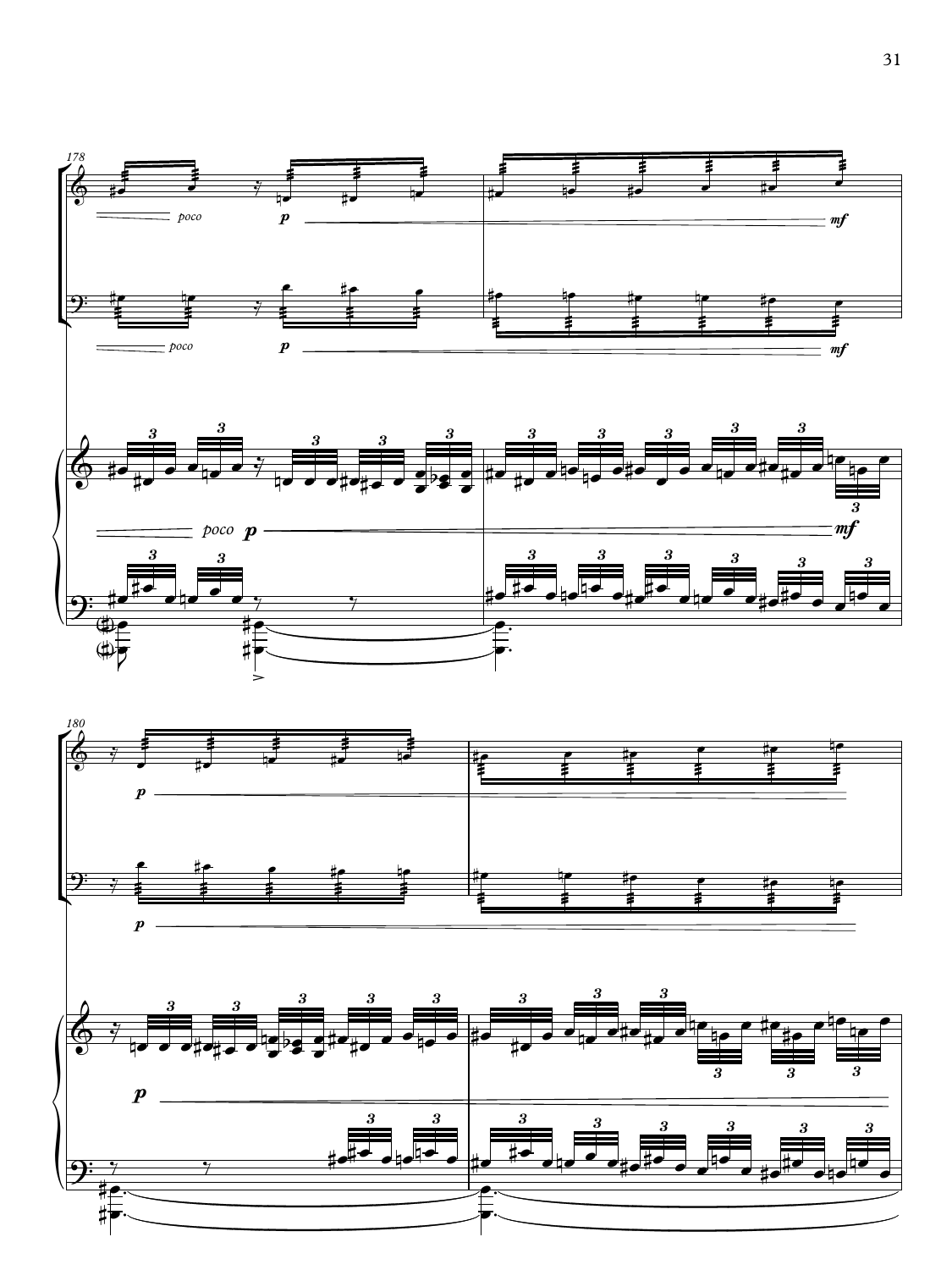178

*poco* **p** **mf**

*poco* **p** **mf**

*poco* **p** **mf**

180

**p**

**p**

**p**